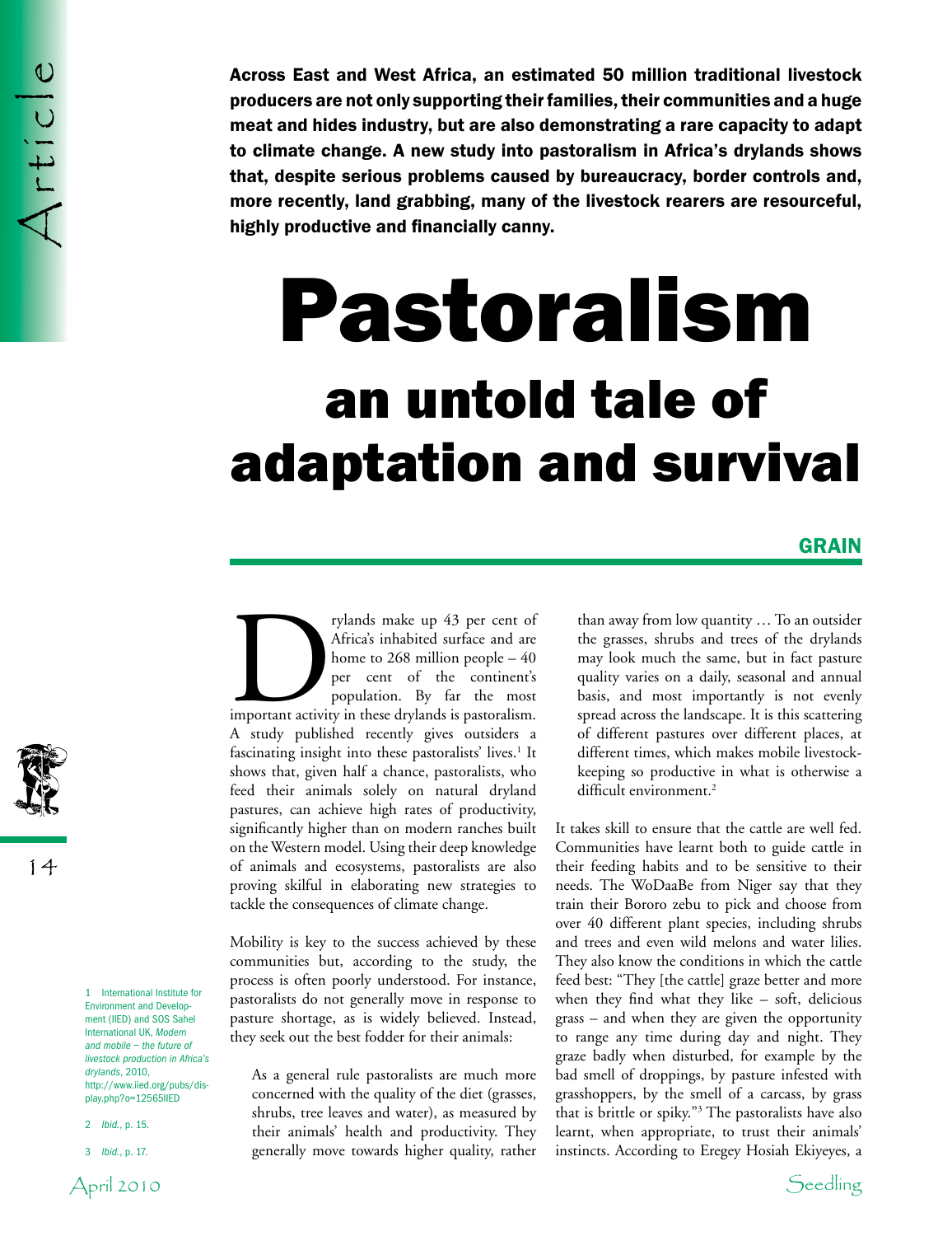**Across East and West Africa, an estimated 50 million traditional livestock producers are not only supporting their families, their communities and a huge meat and hides industry, but are also demonstrating a rare capacity to adapt to climate change. A new study into pastoralism in Africa's drylands shows that, despite serious problems caused by bureaucracy, border controls and, more recently, land grabbing, many of the livestock rearers are resourceful, highly productive and financially canny.**

# Pastoralism

## an untold tale of adaptation and survival

**GRAIN**

Drylands make up 43 per cent of Africa's inhabited surface and are home to 268 million people – 40 per cent of the continent's population. By far the most important activity in these drylands is pastoralism. A study published recently gives outsiders a fascinating insight into these pastoralists' lives.[1] It shows that, given half a chance, pastoralists, who feed their animals solely on natural dryland pastures, can achieve high rates of productivity, significantly higher than on modern ranches built on the Western model. Using their deep knowledge of animals and ecosystems, pastoralists are also proving skilful in elaborating new strategies to tackle the consequences of climate change.

Mobility is key to the success achieved by these communities but, according to the study, the process is often poorly understood. For instance, pastoralists do not generally move in response to pasture shortage, as is widely believed. Instead, they seek out the best fodder for their animals:

> As a general rule pastoralists are much more concerned with the quality of the diet (grasses, shrubs, tree leaves and water), as measured by their animals' health and productivity. They generally move towards higher quality, rather than away from low quantity … To an outsider the grasses, shrubs and trees of the drylands may look much the same, but in fact pasture quality varies on a daily, seasonal and annual basis, and most importantly is not evenly spread across the landscape. It is this scattering of different pastures over different places, at different times, which makes mobile livestock-keeping so productive in what is otherwise a difficult environment.[2]

It takes skill to ensure that the cattle are well fed. Communities have learnt both to guide cattle in their feeding habits and to be sensitive to their needs. The WoDaaBe from Niger say that they train their Bororo zebu to pick and choose from over 40 different plant species, including shrubs and trees and even wild melons and water lilies. They also know the conditions in which the cattle feed best: "They [the cattle] graze better and more when they find what they like – soft, delicious grass – and when they are given the opportunity to range any time during day and night. They graze badly when disturbed, for example by the bad smell of droppings, by pasture infested with grasshoppers, by the smell of a carcass, by grass that is brittle or spiky."[3] The pastoralists have also learnt, when appropriate, to trust their animals' instincts. According to Eregey Hosiah Ekiyeyes, a

---

1 International Institute for Environment and Development (IIED) and SOS Sahel International UK, *Modern and mobile – the future of livestock production in Africa's drylands*, 2010, http://www.iied.org/pubs/display.php?o=12565IIED

2 *Ibid.*, p. 15.

3 *Ibid.*, p. 17.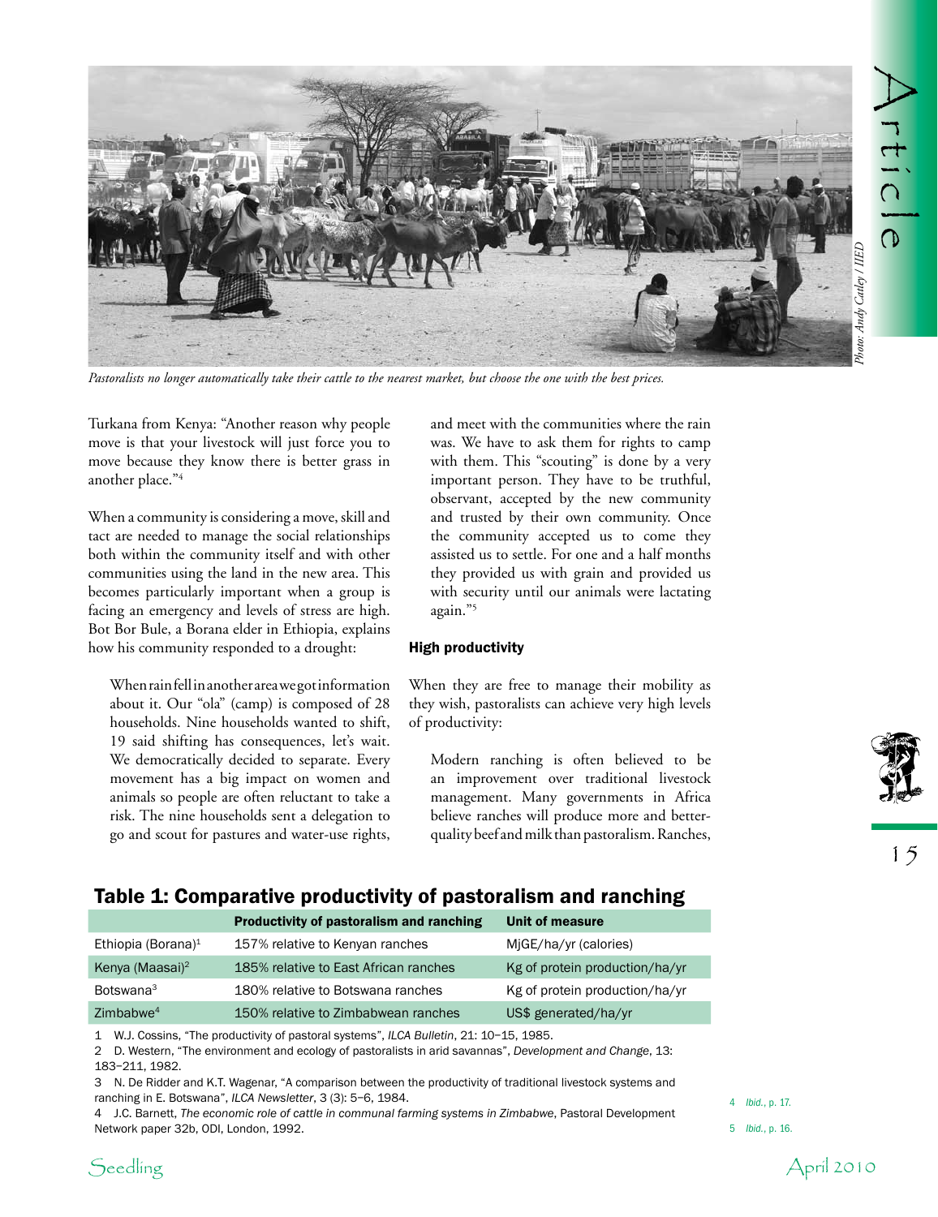*Pastoralists no longer automatically take their cattle to the nearest market, but choose the one with the best prices.*

Turkana from Kenya: "Another reason why people move is that your livestock will just force you to move because they know there is better grass in another place."[4]

When a community is considering a move, skill and tact are needed to manage the social relationships both within the community itself and with other communities using the land in the new area. This becomes particularly important when a group is facing an emergency and levels of stress are high. Bot Bor Bule, a Borana elder in Ethiopia, explains how his community responded to a drought:

> When rain fell in another area we got information about it. Our "ola" (camp) is composed of 28 households. Nine households wanted to shift, 19 said shifting has consequences, let's wait. We democratically decided to separate. Every movement has a big impact on women and animals so people are often reluctant to take a risk. The nine households sent a delegation to go and scout for pastures and water-use rights, and meet with the communities where the rain was. We have to ask them for rights to camp with them. This "scouting" is done by a very important person. They have to be truthful, observant, accepted by the new community and trusted by their own community. Once the community accepted us to come they assisted us to settle. For one and a half months they provided us with grain and provided us with security until our animals were lactating again."[5]

#### High productivity

When they are free to manage their mobility as they wish, pastoralists can achieve very high levels of productivity:

> Modern ranching is often believed to be an improvement over traditional livestock management. Many governments in Africa believe ranches will produce more and better-quality beef and milk than pastoralism. Ranches,

## Table 1: Comparative productivity of pastoralism and ranching

| | Productivity of pastoralism and ranching | Unit of measure |
|---|---|---|
| Ethiopia (Borana)[1] | 157% relative to Kenyan ranches | MjGE/ha/yr (calories) |
| Kenya (Maasai)[2] | 185% relative to East African ranches | Kg of protein production/ha/yr |
| Botswana[3] | 180% relative to Botswana ranches | Kg of protein production/ha/yr |
| Zimbabwe[4] | 150% relative to Zimbabwean ranches | US$ generated/ha/yr |

1 W.J. Cossins, "The productivity of pastoral systems", *ILCA Bulletin*, 21: 10–15, 1985.

2 D. Western, "The environment and ecology of pastoralists in arid savannas", *Development and Change*, 13: 183–211, 1982.

3 N. De Ridder and K.T. Wagenar, "A comparison between the productivity of traditional livestock systems and ranching in E. Botswana", *ILCA Newsletter*, 3 (3): 5–6, 1984.

4 J.C. Barnett, *The economic role of cattle in communal farming systems in Zimbabwe*, Pastoral Development Network paper 32b, ODI, London, 1992.

4 *Ibid.*, p. 17.

5 *Ibid.*, p. 16.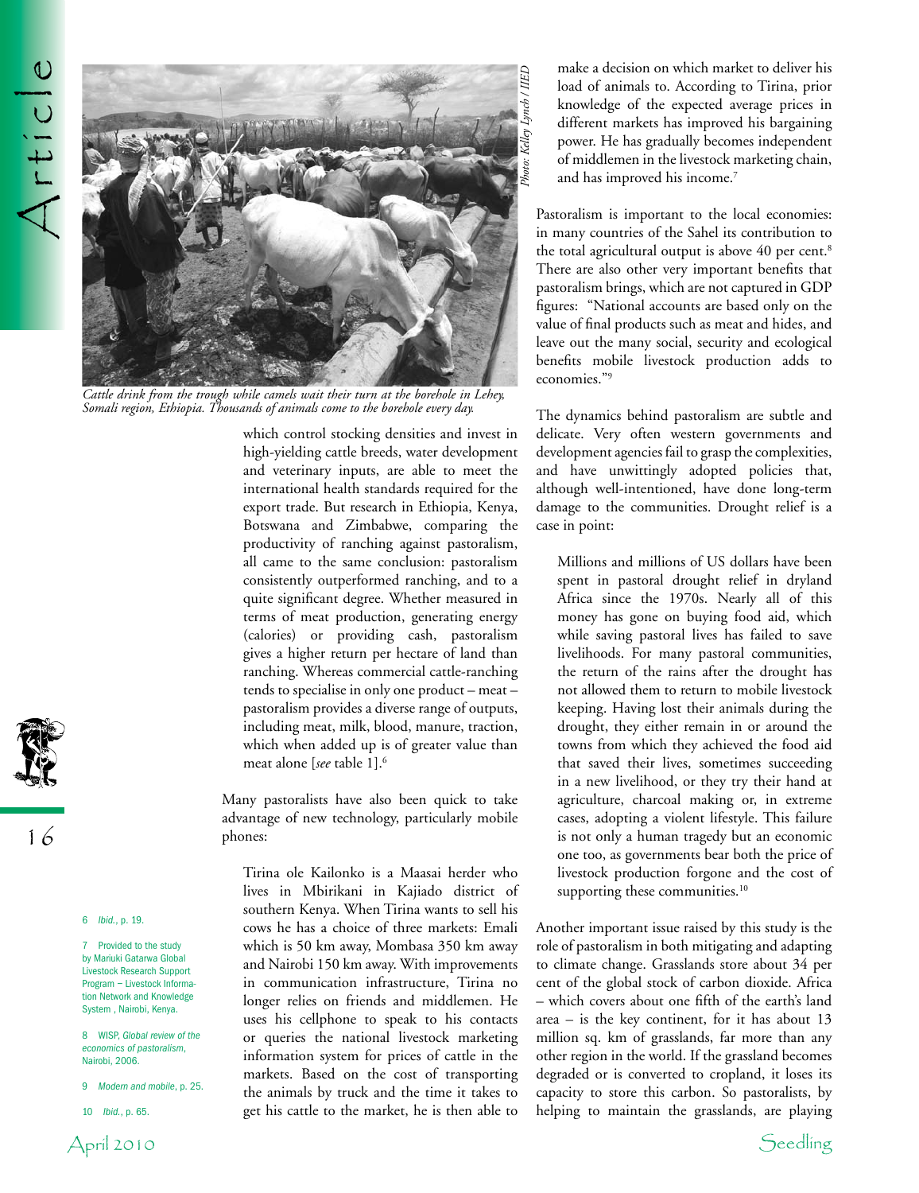*Cattle drink from the trough while camels wait their turn at the borehole in Lehey, Somali region, Ethiopia. Thousands of animals come to the borehole every day.*

*Photo: Kelley Lynch / IIED*

which control stocking densities and invest in high-yielding cattle breeds, water development and veterinary inputs, are able to meet the international health standards required for the export trade. But research in Ethiopia, Kenya, Botswana and Zimbabwe, comparing the productivity of ranching against pastoralism, all came to the same conclusion: pastoralism consistently outperformed ranching, and to a quite significant degree. Whether measured in terms of meat production, generating energy (calories) or providing cash, pastoralism gives a higher return per hectare of land than ranching. Whereas commercial cattle-ranching tends to specialise in only one product – meat – pastoralism provides a diverse range of outputs, including meat, milk, blood, manure, traction, which when added up is of greater value than meat alone [*see* table 1].[6]

Many pastoralists have also been quick to take advantage of new technology, particularly mobile phones:

> Tirina ole Kailonko is a Maasai herder who lives in Mbirikani in Kajiado district of southern Kenya. When Tirina wants to sell his cows he has a choice of three markets: Emali which is 50 km away, Mombasa 350 km away and Nairobi 150 km away. With improvements in communication infrastructure, Tirina no longer relies on friends and middlemen. He uses his cellphone to speak to his contacts or queries the national livestock marketing information system for prices of cattle in the markets. Based on the cost of transporting the animals by truck and the time it takes to get his cattle to the market, he is then able to make a decision on which market to deliver his load of animals to. According to Tirina, prior knowledge of the expected average prices in different markets has improved his bargaining power. He has gradually becomes independent of middlemen in the livestock marketing chain, and has improved his income.[7]

Pastoralism is important to the local economies: in many countries of the Sahel its contribution to the total agricultural output is above 40 per cent.[8] There are also other very important benefits that pastoralism brings, which are not captured in GDP figures: "National accounts are based only on the value of final products such as meat and hides, and leave out the many social, security and ecological benefits mobile livestock production adds to economies."[9]

The dynamics behind pastoralism are subtle and delicate. Very often western governments and development agencies fail to grasp the complexities, and have unwittingly adopted policies that, although well-intentioned, have done long-term damage to the communities. Drought relief is a case in point:

> Millions and millions of US dollars have been spent in pastoral drought relief in dryland Africa since the 1970s. Nearly all of this money has gone on buying food aid, which while saving pastoral lives has failed to save livelihoods. For many pastoral communities, the return of the rains after the drought has not allowed them to return to mobile livestock keeping. Having lost their animals during the drought, they either remain in or around the towns from which they achieved the food aid that saved their lives, sometimes succeeding in a new livelihood, or they try their hand at agriculture, charcoal making or, in extreme cases, adopting a violent lifestyle. This failure is not only a human tragedy but an economic one too, as governments bear both the price of livestock production forgone and the cost of supporting these communities.[10]

Another important issue raised by this study is the role of pastoralism in both mitigating and adapting to climate change. Grasslands store about 34 per cent of the global stock of carbon dioxide. Africa – which covers about one fifth of the earth's land area – is the key continent, for it has about 13 million sq. km of grasslands, far more than any other region in the world. If the grassland becomes degraded or is converted to cropland, it loses its capacity to store this carbon. So pastoralists, by helping to maintain the grasslands, are playing

6 *Ibid.*, p. 19.

7 Provided to the study by Mariuki Gatarwa Global Livestock Research Support Program – Livestock Information Network and Knowledge System , Nairobi, Kenya.

8 WISP, *Global review of the economics of pastoralism*, Nairobi, 2006.

9 *Modern and mobile*, p. 25.

10 *Ibid.*, p. 65.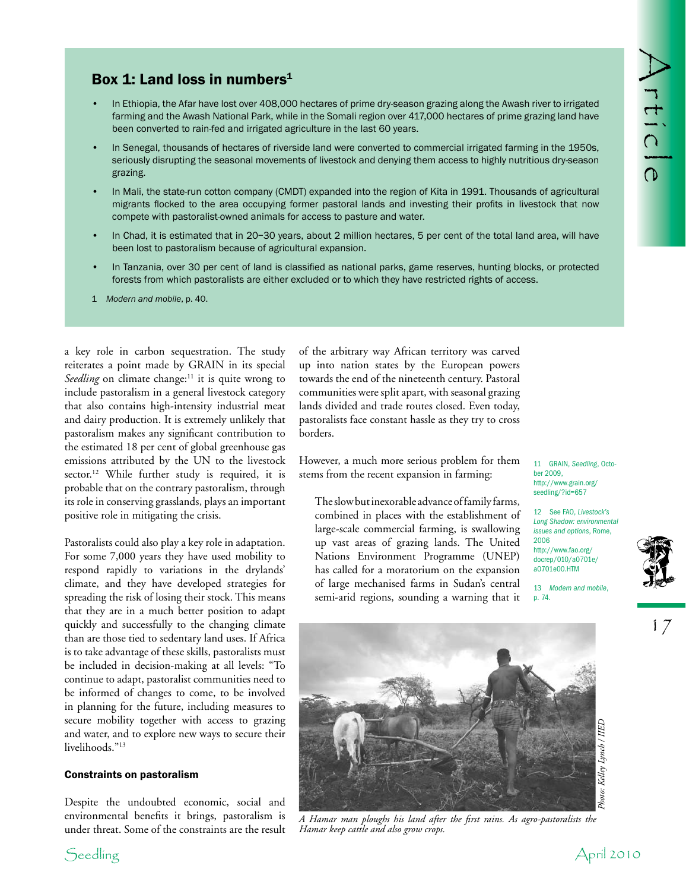## Box 1: Land loss in numbers[1]

- In Ethiopia, the Afar have lost over 408,000 hectares of prime dry-season grazing along the Awash river to irrigated farming and the Awash National Park, while in the Somali region over 417,000 hectares of prime grazing land have been converted to rain-fed and irrigated agriculture in the last 60 years.
- In Senegal, thousands of hectares of riverside land were converted to commercial irrigated farming in the 1950s, seriously disrupting the seasonal movements of livestock and denying them access to highly nutritious dry-season grazing.
- In Mali, the state-run cotton company (CMDT) expanded into the region of Kita in 1991. Thousands of agricultural migrants flocked to the area occupying former pastoral lands and investing their profits in livestock that now compete with pastoralist-owned animals for access to pasture and water.
- In Chad, it is estimated that in 20–30 years, about 2 million hectares, 5 per cent of the total land area, will have been lost to pastoralism because of agricultural expansion.
- In Tanzania, over 30 per cent of land is classified as national parks, game reserves, hunting blocks, or protected forests from which pastoralists are either excluded or to which they have restricted rights of access.

1 *Modern and mobile*, p. 40.

a key role in carbon sequestration. The study reiterates a point made by GRAIN in its special *Seedling* on climate change:[11] it is quite wrong to include pastoralism in a general livestock category that also contains high-intensity industrial meat and dairy production. It is extremely unlikely that pastoralism makes any significant contribution to the estimated 18 per cent of global greenhouse gas emissions attributed by the UN to the livestock sector.[12] While further study is required, it is probable that on the contrary pastoralism, through its role in conserving grasslands, plays an important positive role in mitigating the crisis.

Pastoralists could also play a key role in adaptation. For some 7,000 years they have used mobility to respond rapidly to variations in the drylands' climate, and they have developed strategies for spreading the risk of losing their stock. This means that they are in a much better position to adapt quickly and successfully to the changing climate than are those tied to sedentary land uses. If Africa is to take advantage of these skills, pastoralists must be included in decision-making at all levels: "To continue to adapt, pastoralist communities need to be informed of changes to come, to be involved in planning for the future, including measures to secure mobility together with access to grazing and water, and to explore new ways to secure their livelihoods."[13]

### Constraints on pastoralism

Despite the undoubted economic, social and environmental benefits it brings, pastoralism is under threat. Some of the constraints are the result of the arbitrary way African territory was carved up into nation states by the European powers towards the end of the nineteenth century. Pastoral communities were split apart, with seasonal grazing lands divided and trade routes closed. Even today, pastoralists face constant hassle as they try to cross borders.

However, a much more serious problem for them stems from the recent expansion in farming:

> The slow but inexorable advance of family farms, combined in places with the establishment of large-scale commercial farming, is swallowing up vast areas of grazing lands. The United Nations Environment Programme (UNEP) has called for a moratorium on the expansion of large mechanised farms in Sudan's central semi-arid regions, sounding a warning that it

*A Hamar man ploughs his land after the first rains. As agro-pastoralists the Hamar keep cattle and also grow crops.*

Photo: Kelley Lynch / IIED

11 GRAIN, *Seedling*, October 2009, http://www.grain.org/seedling/?id=657

12 See FAO, *Livestock's Long Shadow: environmental issues and options*, Rome, 2006 http://www.fao.org/docrep/010/a0701e/a0701e00.HTM

13 *Modern and mobile*, p. 74.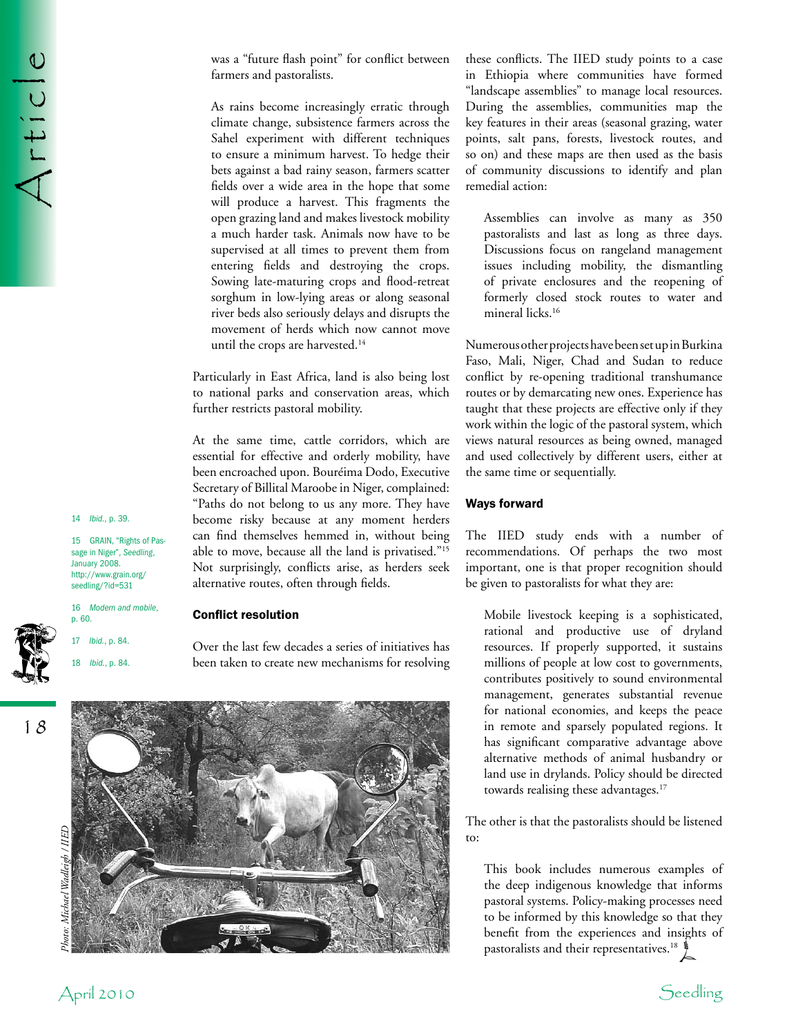was a "future flash point" for conflict between farmers and pastoralists.

As rains become increasingly erratic through climate change, subsistence farmers across the Sahel experiment with different techniques to ensure a minimum harvest. To hedge their bets against a bad rainy season, farmers scatter fields over a wide area in the hope that some will produce a harvest. This fragments the open grazing land and makes livestock mobility a much harder task. Animals now have to be supervised at all times to prevent them from entering fields and destroying the crops. Sowing late-maturing crops and flood-retreat sorghum in low-lying areas or along seasonal river beds also seriously delays and disrupts the movement of herds which now cannot move until the crops are harvested.[14]

Particularly in East Africa, land is also being lost to national parks and conservation areas, which further restricts pastoral mobility.

At the same time, cattle corridors, which are essential for effective and orderly mobility, have been encroached upon. Bouréima Dodo, Executive Secretary of Billital Maroobe in Niger, complained: "Paths do not belong to us any more. They have become risky because at any moment herders can find themselves hemmed in, without being able to move, because all the land is privatised."[15] Not surprisingly, conflicts arise, as herders seek alternative routes, often through fields.

### Conflict resolution

Over the last few decades a series of initiatives has been taken to create new mechanisms for resolving these conflicts. The IIED study points to a case in Ethiopia where communities have formed "landscape assemblies" to manage local resources. During the assemblies, communities map the key features in their areas (seasonal grazing, water points, salt pans, forests, livestock routes, and so on) and these maps are then used as the basis of community discussions to identify and plan remedial action:

> Assemblies can involve as many as 350 pastoralists and last as long as three days. Discussions focus on rangeland management issues including mobility, the dismantling of private enclosures and the reopening of formerly closed stock routes to water and mineral licks.[16]

Numerous other projects have been set up in Burkina Faso, Mali, Niger, Chad and Sudan to reduce conflict by re-opening traditional transhumance routes or by demarcating new ones. Experience has taught that these projects are effective only if they work within the logic of the pastoral system, which views natural resources as being owned, managed and used collectively by different users, either at the same time or sequentially.

### Ways forward

The IIED study ends with a number of recommendations. Of perhaps the two most important, one is that proper recognition should be given to pastoralists for what they are:

> Mobile livestock keeping is a sophisticated, rational and productive use of dryland resources. If properly supported, it sustains millions of people at low cost to governments, contributes positively to sound environmental management, generates substantial revenue for national economies, and keeps the peace in remote and sparsely populated regions. It has significant comparative advantage above alternative methods of animal husbandry or land use in drylands. Policy should be directed towards realising these advantages.[17]

The other is that the pastoralists should be listened to:

> This book includes numerous examples of the deep indigenous knowledge that informs pastoral systems. Policy-making processes need to be informed by this knowledge so that they benefit from the experiences and insights of pastoralists and their representatives.[18]

Photo: Michael Wadleigh / IIED

14 *Ibid.*, p. 39.

15 GRAIN, "Rights of Passage in Niger", *Seedling*, January 2008. http://www.grain.org/seedling/?id=531

16 *Modern and mobile*, p. 60.

17 *Ibid.*, p. 84.

18 *Ibid.*, p. 84.